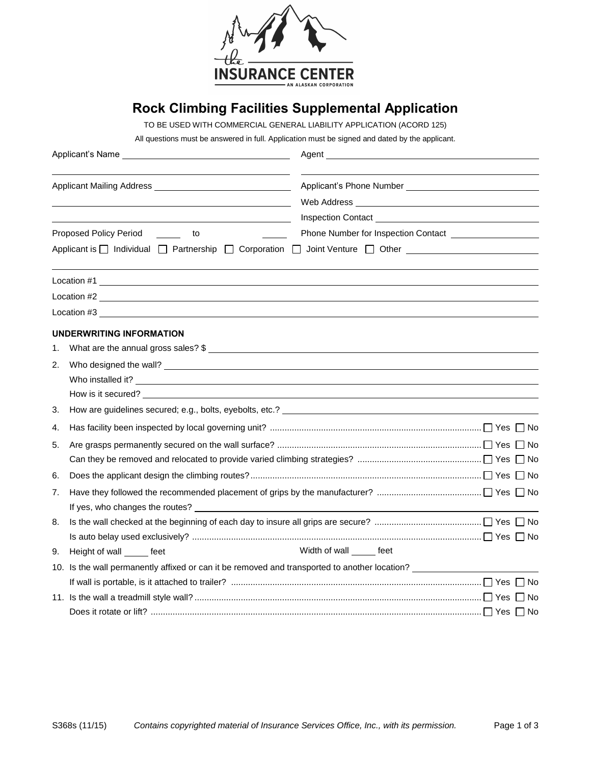# Rock Climbing Facilities Supplemental Application

TO BE USED WITH COMMERCIAL GENERAL LIABILITY APPLICATION (ACORD 125)

All questions must be answered in full. Application must be signed and dated by the applicant.

Applicant's Name ______________________________ Agent ______________________________

Applicant Mailing Address ______________________________ Applicant's Phone Number ______________________________

Web Address ______________________________

Inspection Contact ______________________________

Proposed Policy Period _____ to _____ Phone Number for Inspection Contact ______________________________

Applicant is ☐ Individual ☐ Partnership ☐ Corporation ☐ Joint Venture ☐ Other ______________________________

Location #1 ______________________________

Location #2 ______________________________

Location #3 ______________________________

**UNDERWRITING INFORMATION**

1. What are the annual gross sales? $ ______________________________
2. Who designed the wall? ______________________________
   Who installed it? ______________________________
   How is it secured? ______________________________
3. How are guidelines secured; e.g., bolts, eyebolts, etc.? ______________________________
4. Has facility been inspected by local governing unit? ☐ Yes ☐ No
5. Are grasps permanently secured on the wall surface? ☐ Yes ☐ No
   Can they be removed and relocated to provide varied climbing strategies? ☐ Yes ☐ No
6. Does the applicant design the climbing routes? ☐ Yes ☐ No
7. Have they followed the recommended placement of grips by the manufacturer? ☐ Yes ☐ No
   If yes, who changes the routes? ______________________________
8. Is the wall checked at the beginning of each day to insure all grips are secure? ☐ Yes ☐ No
   Is auto belay used exclusively? ☐ Yes ☐ No
9. Height of wall _____ feet Width of wall _____ feet
10. Is the wall permanently affixed or can it be removed and transported to another location? ______________________________
    If wall is portable, is it attached to trailer? ☐ Yes ☐ No
11. Is the wall a treadmill style wall? ☐ Yes ☐ No
    Does it rotate or lift? ☐ Yes ☐ No

S368s (11/15) *Contains copyrighted material of Insurance Services Office, Inc., with its permission.*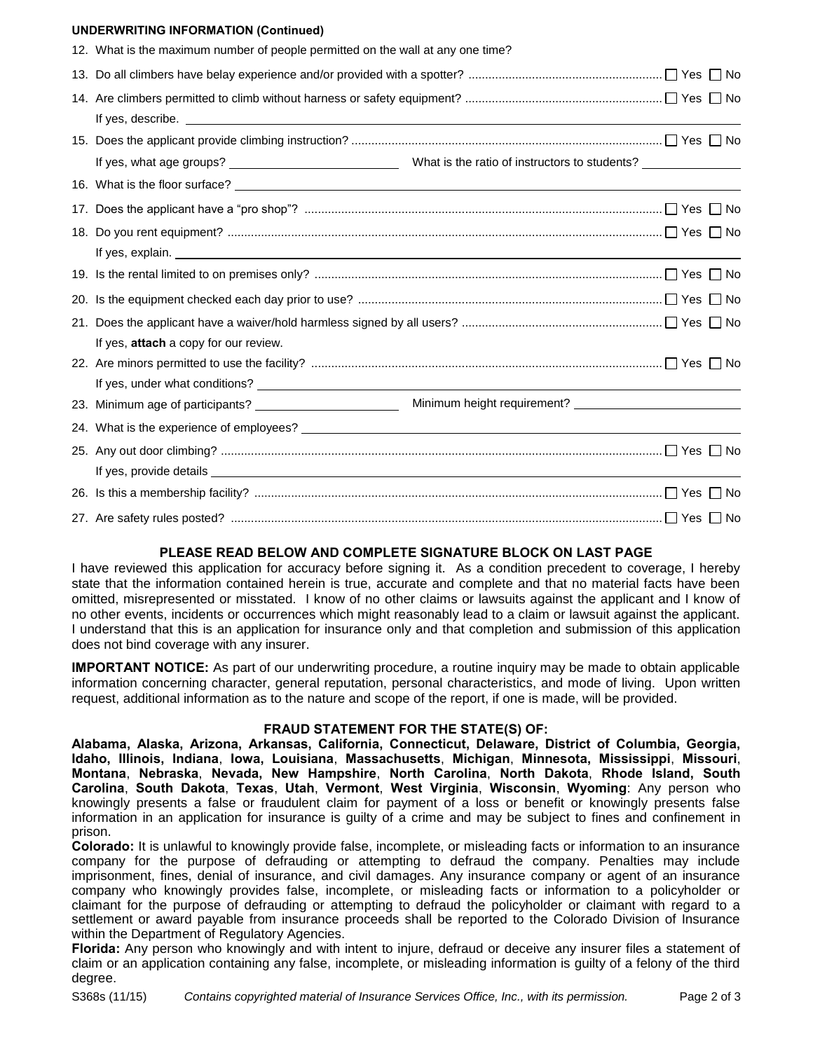**UNDERWRITING INFORMATION (Continued)**

12. What is the maximum number of people permitted on the wall at any one time?

13. Do all climbers have belay experience and/or provided with a spotter? ☐ Yes ☐ No

14. Are climbers permitted to climb without harness or safety equipment? ☐ Yes ☐ No

    If yes, describe.

15. Does the applicant provide climbing instruction? ☐ Yes ☐ No

    If yes, what age groups? ______ What is the ratio of instructors to students? ______

16. What is the floor surface?

17. Does the applicant have a "pro shop"? ☐ Yes ☐ No

18. Do you rent equipment? ☐ Yes ☐ No

    If yes, explain.

19. Is the rental limited to on premises only? ☐ Yes ☐ No

20. Is the equipment checked each day prior to use? ☐ Yes ☐ No

21. Does the applicant have a waiver/hold harmless signed by all users? ☐ Yes ☐ No

    If yes, **attach** a copy for our review.

22. Are minors permitted to use the facility? ☐ Yes ☐ No

    If yes, under what conditions?

23. Minimum age of participants? ______ Minimum height requirement? ______

24. What is the experience of employees?

25. Any out door climbing? ☐ Yes ☐ No

    If yes, provide details

26. Is this a membership facility? ☐ Yes ☐ No

27. Are safety rules posted? ☐ Yes ☐ No

**PLEASE READ BELOW AND COMPLETE SIGNATURE BLOCK ON LAST PAGE**

I have reviewed this application for accuracy before signing it. As a condition precedent to coverage, I hereby state that the information contained herein is true, accurate and complete and that no material facts have been omitted, misrepresented or misstated. I know of no other claims or lawsuits against the applicant and I know of no other events, incidents or occurrences which might reasonably lead to a claim or lawsuit against the applicant. I understand that this is an application for insurance only and that completion and submission of this application does not bind coverage with any insurer.

**IMPORTANT NOTICE:** As part of our underwriting procedure, a routine inquiry may be made to obtain applicable information concerning character, general reputation, personal characteristics, and mode of living. Upon written request, additional information as to the nature and scope of the report, if one is made, will be provided.

**FRAUD STATEMENT FOR THE STATE(S) OF:**

**Alabama, Alaska, Arizona, Arkansas, California, Connecticut, Delaware, District of Columbia, Georgia, Idaho, Illinois, Indiana, Iowa, Louisiana, Massachusetts, Michigan, Minnesota, Mississippi, Missouri, Montana, Nebraska, Nevada, New Hampshire, North Carolina, North Dakota, Rhode Island, South Carolina, South Dakota, Texas, Utah, Vermont, West Virginia, Wisconsin, Wyoming**: Any person who knowingly presents a false or fraudulent claim for payment of a loss or benefit or knowingly presents false information in an application for insurance is guilty of a crime and may be subject to fines and confinement in prison.

**Colorado:** It is unlawful to knowingly provide false, incomplete, or misleading facts or information to an insurance company for the purpose of defrauding or attempting to defraud the company. Penalties may include imprisonment, fines, denial of insurance, and civil damages. Any insurance company or agent of an insurance company who knowingly provides false, incomplete, or misleading facts or information to a policyholder or claimant for the purpose of defrauding or attempting to defraud the policyholder or claimant with regard to a settlement or award payable from insurance proceeds shall be reported to the Colorado Division of Insurance within the Department of Regulatory Agencies.

**Florida:** Any person who knowingly and with intent to injure, defraud or deceive any insurer files a statement of claim or an application containing any false, incomplete, or misleading information is guilty of a felony of the third degree.

S368s (11/15) *Contains copyrighted material of Insurance Services Office, Inc., with its permission.*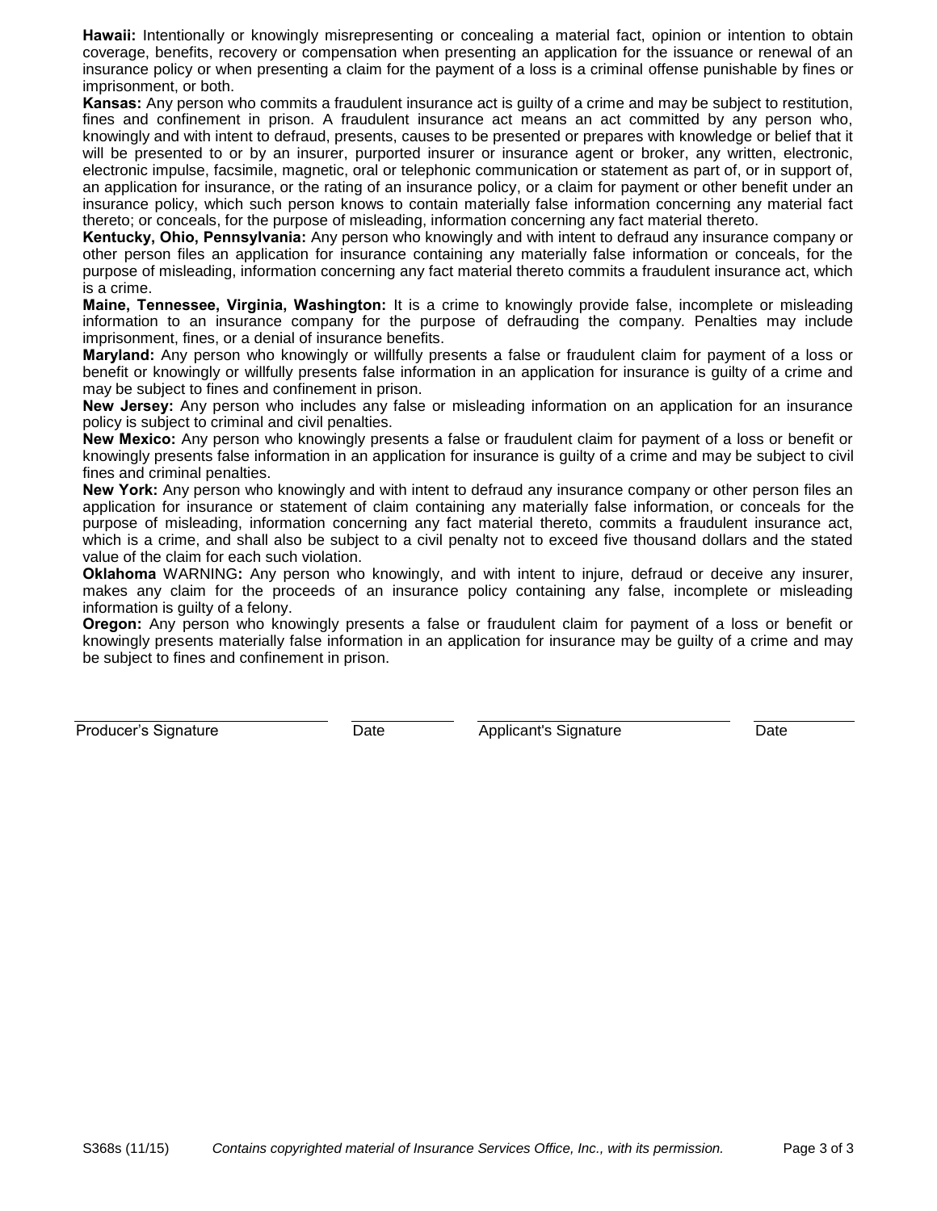**Hawaii:** Intentionally or knowingly misrepresenting or concealing a material fact, opinion or intention to obtain coverage, benefits, recovery or compensation when presenting an application for the issuance or renewal of an insurance policy or when presenting a claim for the payment of a loss is a criminal offense punishable by fines or imprisonment, or both.

**Kansas:** Any person who commits a fraudulent insurance act is guilty of a crime and may be subject to restitution, fines and confinement in prison. A fraudulent insurance act means an act committed by any person who, knowingly and with intent to defraud, presents, causes to be presented or prepares with knowledge or belief that it will be presented to or by an insurer, purported insurer or insurance agent or broker, any written, electronic, electronic impulse, facsimile, magnetic, oral or telephonic communication or statement as part of, or in support of, an application for insurance, or the rating of an insurance policy, or a claim for payment or other benefit under an insurance policy, which such person knows to contain materially false information concerning any material fact thereto; or conceals, for the purpose of misleading, information concerning any fact material thereto.

**Kentucky, Ohio, Pennsylvania:** Any person who knowingly and with intent to defraud any insurance company or other person files an application for insurance containing any materially false information or conceals, for the purpose of misleading, information concerning any fact material thereto commits a fraudulent insurance act, which is a crime.

**Maine, Tennessee, Virginia, Washington:** It is a crime to knowingly provide false, incomplete or misleading information to an insurance company for the purpose of defrauding the company. Penalties may include imprisonment, fines, or a denial of insurance benefits.

**Maryland:** Any person who knowingly or willfully presents a false or fraudulent claim for payment of a loss or benefit or knowingly or willfully presents false information in an application for insurance is guilty of a crime and may be subject to fines and confinement in prison.

**New Jersey:** Any person who includes any false or misleading information on an application for an insurance policy is subject to criminal and civil penalties.

**New Mexico:** Any person who knowingly presents a false or fraudulent claim for payment of a loss or benefit or knowingly presents false information in an application for insurance is guilty of a crime and may be subject to civil fines and criminal penalties.

**New York:** Any person who knowingly and with intent to defraud any insurance company or other person files an application for insurance or statement of claim containing any materially false information, or conceals for the purpose of misleading, information concerning any fact material thereto, commits a fraudulent insurance act, which is a crime, and shall also be subject to a civil penalty not to exceed five thousand dollars and the stated value of the claim for each such violation.

**Oklahoma** WARNING**:** Any person who knowingly, and with intent to injure, defraud or deceive any insurer, makes any claim for the proceeds of an insurance policy containing any false, incomplete or misleading information is guilty of a felony.

**Oregon:** Any person who knowingly presents a false or fraudulent claim for payment of a loss or benefit or knowingly presents materially false information in an application for insurance may be guilty of a crime and may be subject to fines and confinement in prison.

| Producer's Signature | Date | Applicant's Signature | Date |
| --- | --- | --- | --- |

S368s (11/15) *Contains copyrighted material of Insurance Services Office, Inc., with its permission.*